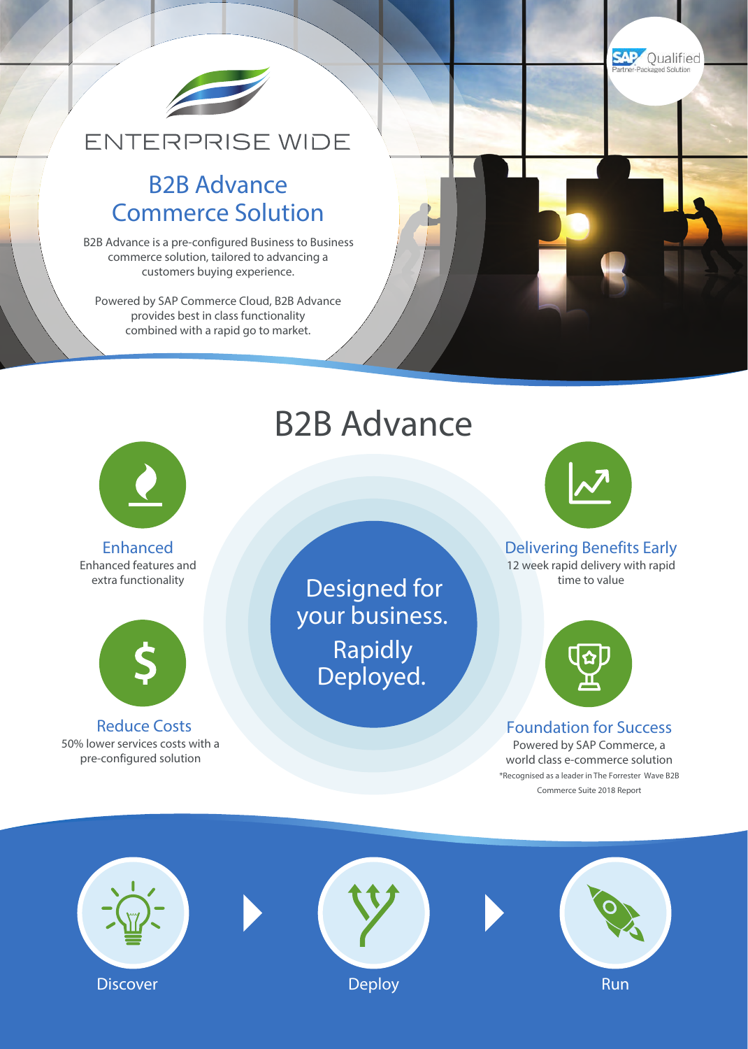SAP Qualified
Partner-Packaged Solution

ENTERPRISE WIDE

# B2B Advance Commerce Solution

B2B Advance is a pre-configured Business to Business commerce solution, tailored to advancing a customers buying experience.

Powered by SAP Commerce Cloud, B2B Advance provides best in class functionality combined with a rapid go to market.

## B2B Advance

**Designed for your business. Rapidly Deployed.**

### Enhanced

Enhanced features and extra functionality

### Reduce Costs

50% lower services costs with a pre-configured solution

### Delivering Benefits Early

12 week rapid delivery with rapid time to value

### Foundation for Success

Powered by SAP Commerce, a world class e-commerce solution

*Recognised as a leader in The Forrester Wave B2B Commerce Suite 2018 Report

Discover → Deploy → Run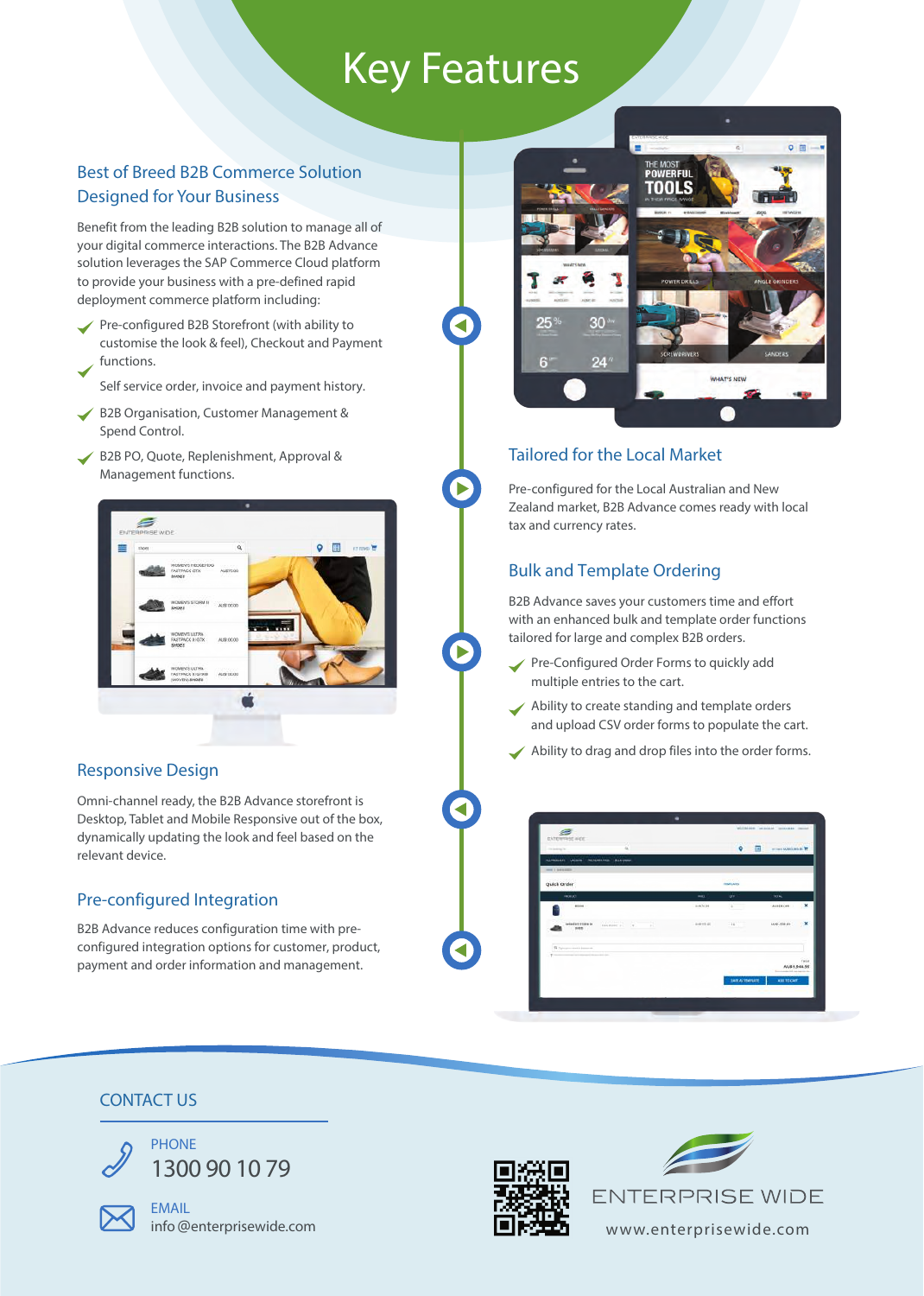# Key Features

## Best of Breed B2B Commerce Solution Designed for Your Business

Benefit from the leading B2B solution to manage all of your digital commerce interactions. The B2B Advance solution leverages the SAP Commerce Cloud platform to provide your business with a pre-defined rapid deployment commerce platform including:

- Pre-configured B2B Storefront (with ability to customise the look & feel), Checkout and Payment functions.
- Self service order, invoice and payment history.
- B2B Organisation, Customer Management & Spend Control.
- B2B PO, Quote, Replenishment, Approval & Management functions.

## Tailored for the Local Market

Pre-configured for the Local Australian and New Zealand market, B2B Advance comes ready with local tax and currency rates.

## Bulk and Template Ordering

B2B Advance saves your customers time and effort with an enhanced bulk and template order functions tailored for large and complex B2B orders.

- Pre-Configured Order Forms to quickly add multiple entries to the cart.
- Ability to create standing and template orders and upload CSV order forms to populate the cart.
- Ability to drag and drop files into the order forms.

## Responsive Design

Omni-channel ready, the B2B Advance storefront is Desktop, Tablet and Mobile Responsive out of the box, dynamically updating the look and feel based on the relevant device.

## Pre-configured Integration

B2B Advance reduces configuration time with pre-configured integration options for customer, product, payment and order information and management.

## CONTACT US

PHONE
1300 90 10 79

EMAIL
info@enterprisewide.com

ENTERPRISE WIDE

www.enterprisewide.com